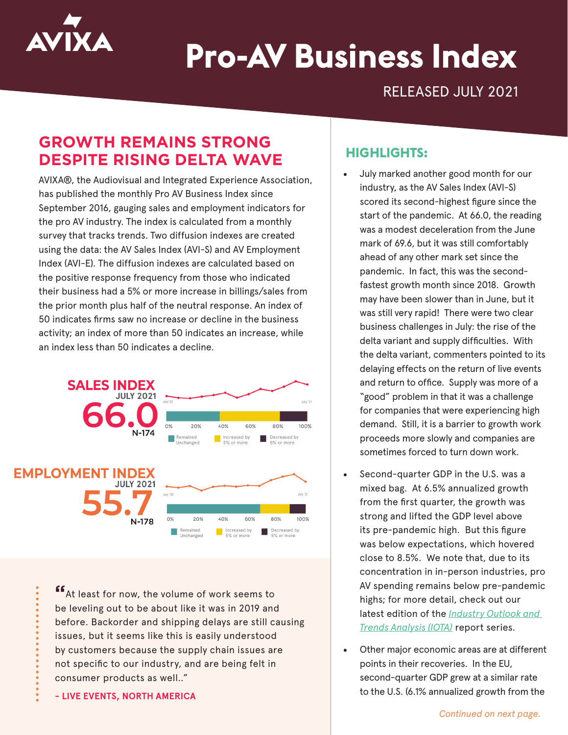AVIXA

# Pro-AV Business Index

RELEASED JULY 2021

## GROWTH REMAINS STRONG DESPITE RISING DELTA WAVE

AVIXA®, the Audiovisual and Integrated Experience Association, has published the monthly Pro AV Business Index since September 2016, gauging sales and employment indicators for the pro AV industry. The index is calculated from a monthly survey that tracks trends. Two diffusion indexes are created using the data: the AV Sales Index (AVI-S) and AV Employment Index (AVI-E). The diffusion indexes are calculated based on the positive response frequency from those who indicated their business had a 5% or more increase in billings/sales from the prior month plus half of the neutral response. An index of 50 indicates firms saw no increase or decline in the business activity; an index of more than 50 indicates an increase, while an index less than 50 indicates a decline.

**SALES INDEX**
JULY 2021
**66.0**
N-174

July '20 — July '21

0% 20% 40% 60% 80% 100%

Remained Unchanged | Increased by 5% or more | Decreased by 5% or more

**EMPLOYMENT INDEX**
JULY 2021
**55.7**
N-178

July '20 — July '21

0% 20% 40% 60% 80% 100%

Remained Unchanged | Increased by 5% or more | Decreased by 5% or more

> "At least for now, the volume of work seems to be leveling out to be about like it was in 2019 and before. Backorder and shipping delays are still causing issues, but it seems like this is easily understood by customers because the supply chain issues are not specific to our industry, and are being felt in consumer products as well.."
>
> **– LIVE EVENTS, NORTH AMERICA**

## HIGHLIGHTS:

- July marked another good month for our industry, as the AV Sales Index (AVI-S) scored its second-highest figure since the start of the pandemic. At 66.0, the reading was a modest deceleration from the June mark of 69.6, but it was still comfortably ahead of any other mark set since the pandemic. In fact, this was the second-fastest growth month since 2018. Growth may have been slower than in June, but it was still very rapid! There were two clear business challenges in July: the rise of the delta variant and supply difficulties. With the delta variant, commenters pointed to its delaying effects on the return of live events and return to office. Supply was more of a "good" problem in that it was a challenge for companies that were experiencing high demand. Still, it is a barrier to growth work proceeds more slowly and companies are sometimes forced to turn down work.
- Second-quarter GDP in the U.S. was a mixed bag. At 6.5% annualized growth from the first quarter, the growth was strong and lifted the GDP level above its pre-pandemic high. But this figure was below expectations, which hovered close to 8.5%. We note that, due to its concentration in in-person industries, pro AV spending remains below pre-pandemic highs; for more detail, check out our latest edition of the *Industry Outlook and Trends Analysis (IOTA)* report series.
- Other major economic areas are at different points in their recoveries. In the EU, second-quarter GDP grew at a similar rate to the U.S. (6.1% annualized growth from the

*Continued on next page.*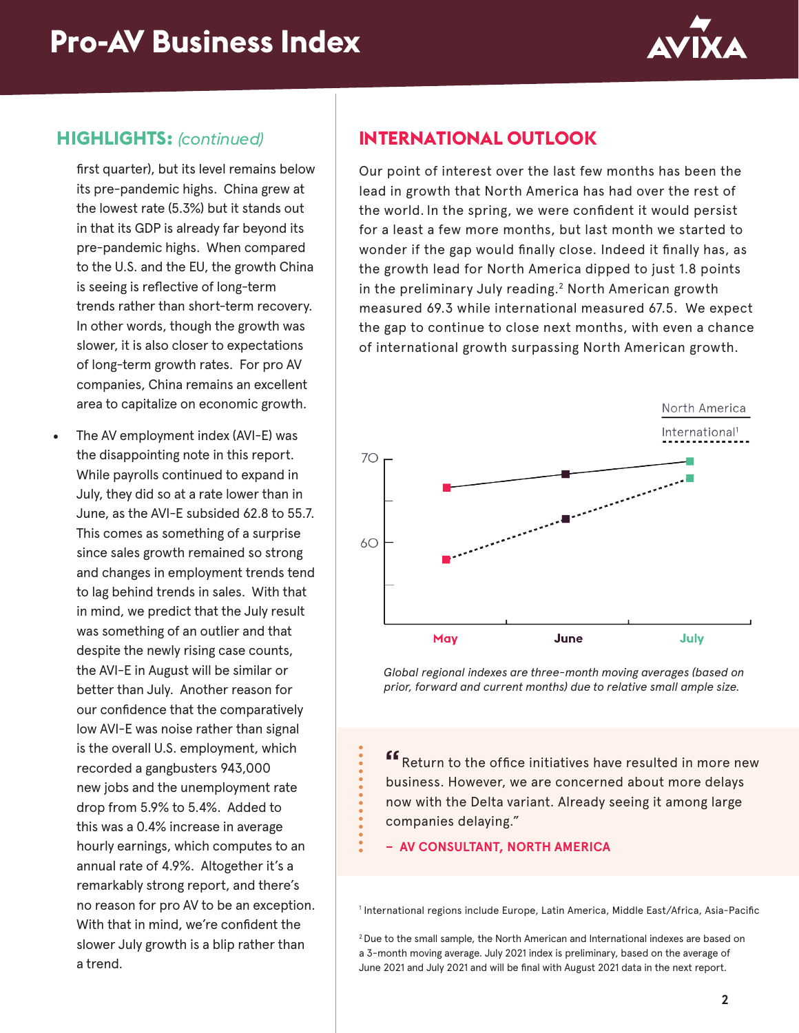## HIGHLIGHTS: *(continued)*

first quarter), but its level remains below its pre-pandemic highs. China grew at the lowest rate (5.3%) but it stands out in that its GDP is already far beyond its pre-pandemic highs. When compared to the U.S. and the EU, the growth China is seeing is reflective of long-term trends rather than short-term recovery. In other words, though the growth was slower, it is also closer to expectations of long-term growth rates. For pro AV companies, China remains an excellent area to capitalize on economic growth.

- The AV employment index (AVI-E) was the disappointing note in this report. While payrolls continued to expand in July, they did so at a rate lower than in June, as the AVI-E subsided 62.8 to 55.7. This comes as something of a surprise since sales growth remained so strong and changes in employment trends tend to lag behind trends in sales. With that in mind, we predict that the July result was something of an outlier and that despite the newly rising case counts, the AVI-E in August will be similar or better than July. Another reason for our confidence that the comparatively low AVI-E was noise rather than signal is the overall U.S. employment, which recorded a gangbusters 943,000 new jobs and the unemployment rate drop from 5.9% to 5.4%. Added to this was a 0.4% increase in average hourly earnings, which computes to an annual rate of 4.9%. Altogether it's a remarkably strong report, and there's no reason for pro AV to be an exception. With that in mind, we're confident the slower July growth is a blip rather than a trend.

## INTERNATIONAL OUTLOOK

Our point of interest over the last few months has been the lead in growth that North America has had over the rest of the world. In the spring, we were confident it would persist for a least a few more months, but last month we started to wonder if the gap would finally close. Indeed it finally has, as the growth lead for North America dipped to just 1.8 points in the preliminary July reading.[2] North American growth measured 69.3 while international measured 67.5. We expect the gap to continue to close next months, with even a chance of international growth surpassing North American growth.

*Global regional indexes are three-month moving averages (based on prior, forward and current months) due to relative small ample size.*

> "Return to the office initiatives have resulted in more new business. However, we are concerned about more delays now with the Delta variant. Already seeing it among large companies delaying."
>
> **– AV CONSULTANT, NORTH AMERICA**

[1] International regions include Europe, Latin America, Middle East/Africa, Asia-Pacific

[2] Due to the small sample, the North American and International indexes are based on a 3-month moving average. July 2021 index is preliminary, based on the average of June 2021 and July 2021 and will be final with August 2021 data in the next report.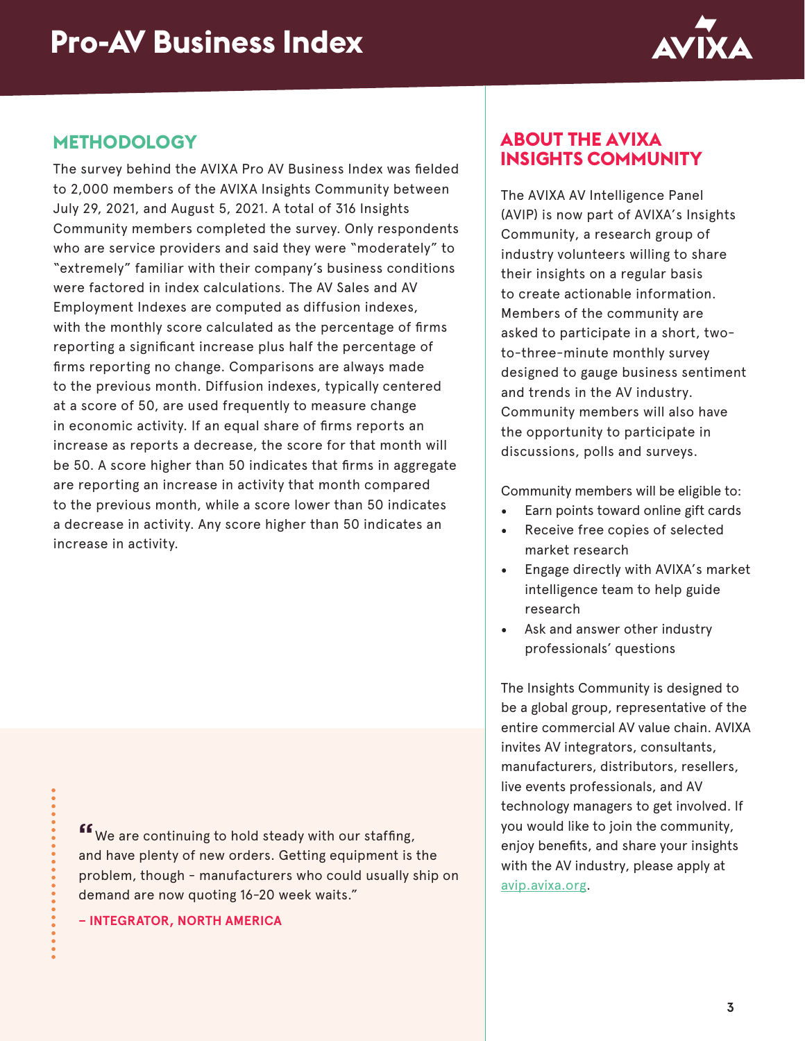# Pro-AV Business Index

## METHODOLOGY

The survey behind the AVIXA Pro AV Business Index was fielded to 2,000 members of the AVIXA Insights Community between July 29, 2021, and August 5, 2021. A total of 316 Insights Community members completed the survey. Only respondents who are service providers and said they were "moderately" to "extremely" familiar with their company's business conditions were factored in index calculations. The AV Sales and AV Employment Indexes are computed as diffusion indexes, with the monthly score calculated as the percentage of firms reporting a significant increase plus half the percentage of firms reporting no change. Comparisons are always made to the previous month. Diffusion indexes, typically centered at a score of 50, are used frequently to measure change in economic activity. If an equal share of firms reports an increase as reports a decrease, the score for that month will be 50. A score higher than 50 indicates that firms in aggregate are reporting an increase in activity that month compared to the previous month, while a score lower than 50 indicates a decrease in activity. Any score higher than 50 indicates an increase in activity.

> "We are continuing to hold steady with our staffing, and have plenty of new orders. Getting equipment is the problem, though - manufacturers who could usually ship on demand are now quoting 16-20 week waits."
>
> **– INTEGRATOR, NORTH AMERICA**

## ABOUT THE AVIXA INSIGHTS COMMUNITY

The AVIXA AV Intelligence Panel (AVIP) is now part of AVIXA's Insights Community, a research group of industry volunteers willing to share their insights on a regular basis to create actionable information. Members of the community are asked to participate in a short, two-to-three-minute monthly survey designed to gauge business sentiment and trends in the AV industry. Community members will also have the opportunity to participate in discussions, polls and surveys.

Community members will be eligible to:

- Earn points toward online gift cards
- Receive free copies of selected market research
- Engage directly with AVIXA's market intelligence team to help guide research
- Ask and answer other industry professionals' questions

The Insights Community is designed to be a global group, representative of the entire commercial AV value chain. AVIXA invites AV integrators, consultants, manufacturers, distributors, resellers, live events professionals, and AV technology managers to get involved. If you would like to join the community, enjoy benefits, and share your insights with the AV industry, please apply at avip.avixa.org.